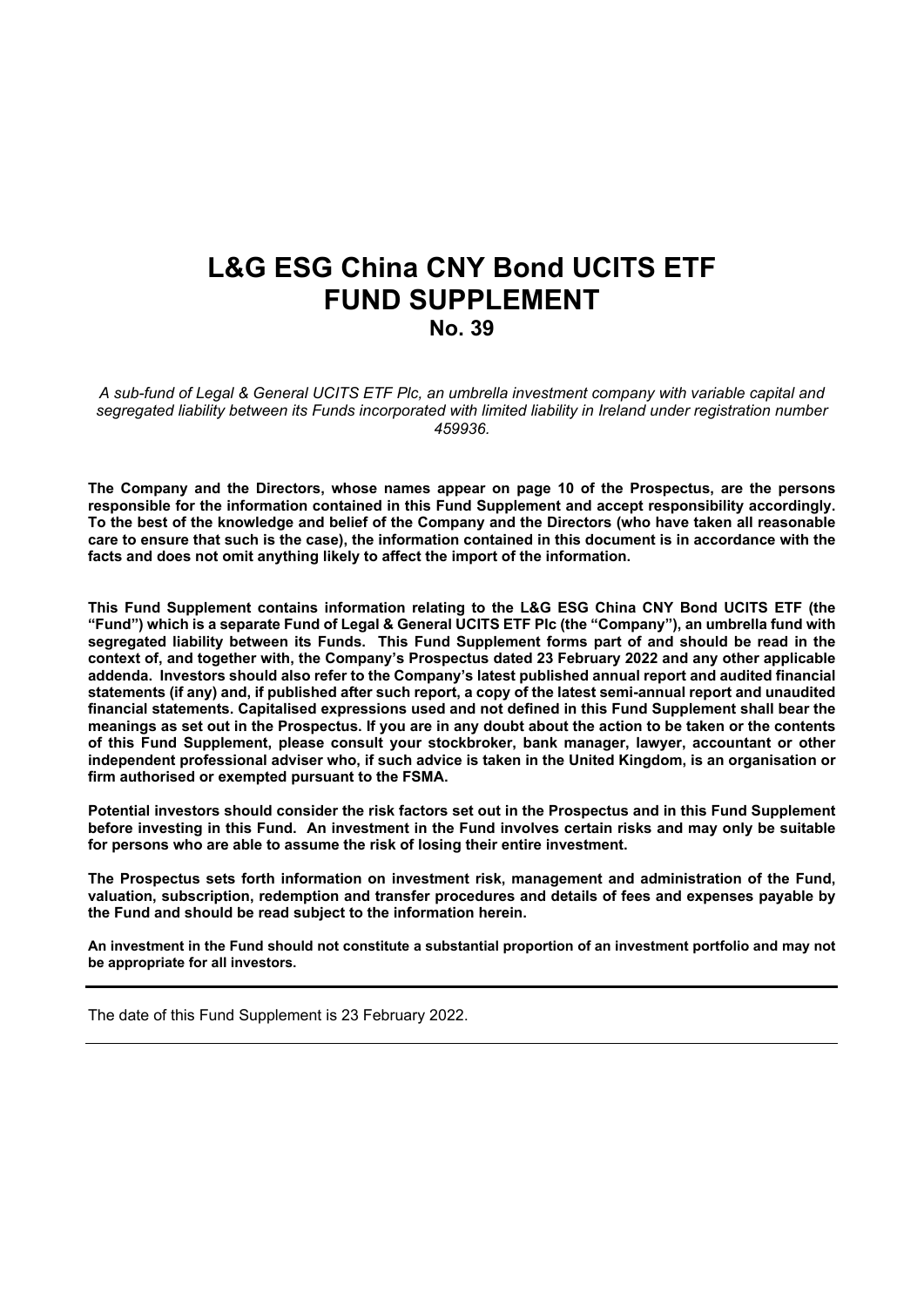# L&G ESG China CNY Bond UCITS ETF
# FUND SUPPLEMENT
## No. 39

*A sub-fund of Legal & General UCITS ETF Plc, an umbrella investment company with variable capital and segregated liability between its Funds incorporated with limited liability in Ireland under registration number 459936.*

**The Company and the Directors, whose names appear on page 10 of the Prospectus, are the persons responsible for the information contained in this Fund Supplement and accept responsibility accordingly. To the best of the knowledge and belief of the Company and the Directors (who have taken all reasonable care to ensure that such is the case), the information contained in this document is in accordance with the facts and does not omit anything likely to affect the import of the information.**

**This Fund Supplement contains information relating to the L&G ESG China CNY Bond UCITS ETF (the "Fund") which is a separate Fund of Legal & General UCITS ETF Plc (the "Company"), an umbrella fund with segregated liability between its Funds. This Fund Supplement forms part of and should be read in the context of, and together with, the Company's Prospectus dated 23 February 2022 and any other applicable addenda. Investors should also refer to the Company's latest published annual report and audited financial statements (if any) and, if published after such report, a copy of the latest semi-annual report and unaudited financial statements. Capitalised expressions used and not defined in this Fund Supplement shall bear the meanings as set out in the Prospectus. If you are in any doubt about the action to be taken or the contents of this Fund Supplement, please consult your stockbroker, bank manager, lawyer, accountant or other independent professional adviser who, if such advice is taken in the United Kingdom, is an organisation or firm authorised or exempted pursuant to the FSMA.**

**Potential investors should consider the risk factors set out in the Prospectus and in this Fund Supplement before investing in this Fund. An investment in the Fund involves certain risks and may only be suitable for persons who are able to assume the risk of losing their entire investment.**

**The Prospectus sets forth information on investment risk, management and administration of the Fund, valuation, subscription, redemption and transfer procedures and details of fees and expenses payable by the Fund and should be read subject to the information herein.**

**An investment in the Fund should not constitute a substantial proportion of an investment portfolio and may not be appropriate for all investors.**

---

The date of this Fund Supplement is 23 February 2022.

---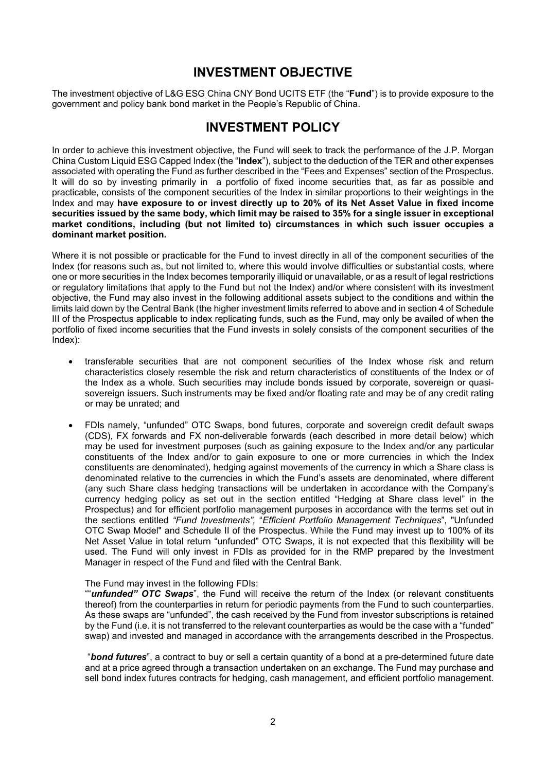# INVESTMENT OBJECTIVE

The investment objective of L&G ESG China CNY Bond UCITS ETF (the "**Fund**") is to provide exposure to the government and policy bank bond market in the People's Republic of China.

# INVESTMENT POLICY

In order to achieve this investment objective, the Fund will seek to track the performance of the J.P. Morgan China Custom Liquid ESG Capped Index (the "**Index**"), subject to the deduction of the TER and other expenses associated with operating the Fund as further described in the "Fees and Expenses" section of the Prospectus. It will do so by investing primarily in a portfolio of fixed income securities that, as far as possible and practicable, consists of the component securities of the Index in similar proportions to their weightings in the Index and may **have exposure to or invest directly up to 20% of its Net Asset Value in fixed income securities issued by the same body, which limit may be raised to 35% for a single issuer in exceptional market conditions, including (but not limited to) circumstances in which such issuer occupies a dominant market position.**

Where it is not possible or practicable for the Fund to invest directly in all of the component securities of the Index (for reasons such as, but not limited to, where this would involve difficulties or substantial costs, where one or more securities in the Index becomes temporarily illiquid or unavailable, or as a result of legal restrictions or regulatory limitations that apply to the Fund but not the Index) and/or where consistent with its investment objective, the Fund may also invest in the following additional assets subject to the conditions and within the limits laid down by the Central Bank (the higher investment limits referred to above and in section 4 of Schedule III of the Prospectus applicable to index replicating funds, such as the Fund, may only be availed of when the portfolio of fixed income securities that the Fund invests in solely consists of the component securities of the Index):

- transferable securities that are not component securities of the Index whose risk and return characteristics closely resemble the risk and return characteristics of constituents of the Index or of the Index as a whole. Such securities may include bonds issued by corporate, sovereign or quasi-sovereign issuers. Such instruments may be fixed and/or floating rate and may be of any credit rating or may be unrated; and
- FDIs namely, "unfunded" OTC Swaps, bond futures, corporate and sovereign credit default swaps (CDS), FX forwards and FX non-deliverable forwards (each described in more detail below) which may be used for investment purposes (such as gaining exposure to the Index and/or any particular constituents of the Index and/or to gain exposure to one or more currencies in which the Index constituents are denominated), hedging against movements of the currency in which a Share class is denominated relative to the currencies in which the Fund's assets are denominated, where different (any such Share class hedging transactions will be undertaken in accordance with the Company's currency hedging policy as set out in the section entitled "Hedging at Share class level" in the Prospectus) and for efficient portfolio management purposes in accordance with the terms set out in the sections entitled *"Fund Investments",* "*Efficient Portfolio Management Techniques*", "Unfunded OTC Swap Model" and Schedule II of the Prospectus. While the Fund may invest up to 100% of its Net Asset Value in total return "unfunded" OTC Swaps, it is not expected that this flexibility will be used. The Fund will only invest in FDIs as provided for in the RMP prepared by the Investment Manager in respect of the Fund and filed with the Central Bank.

  The Fund may invest in the following FDIs:
  ""***unfunded" OTC Swaps***", the Fund will receive the return of the Index (or relevant constituents thereof) from the counterparties in return for periodic payments from the Fund to such counterparties. As these swaps are "unfunded", the cash received by the Fund from investor subscriptions is retained by the Fund (i.e. it is not transferred to the relevant counterparties as would be the case with a "funded" swap) and invested and managed in accordance with the arrangements described in the Prospectus.

  "***bond futures***", a contract to buy or sell a certain quantity of a bond at a pre-determined future date and at a price agreed through a transaction undertaken on an exchange. The Fund may purchase and sell bond index futures contracts for hedging, cash management, and efficient portfolio management.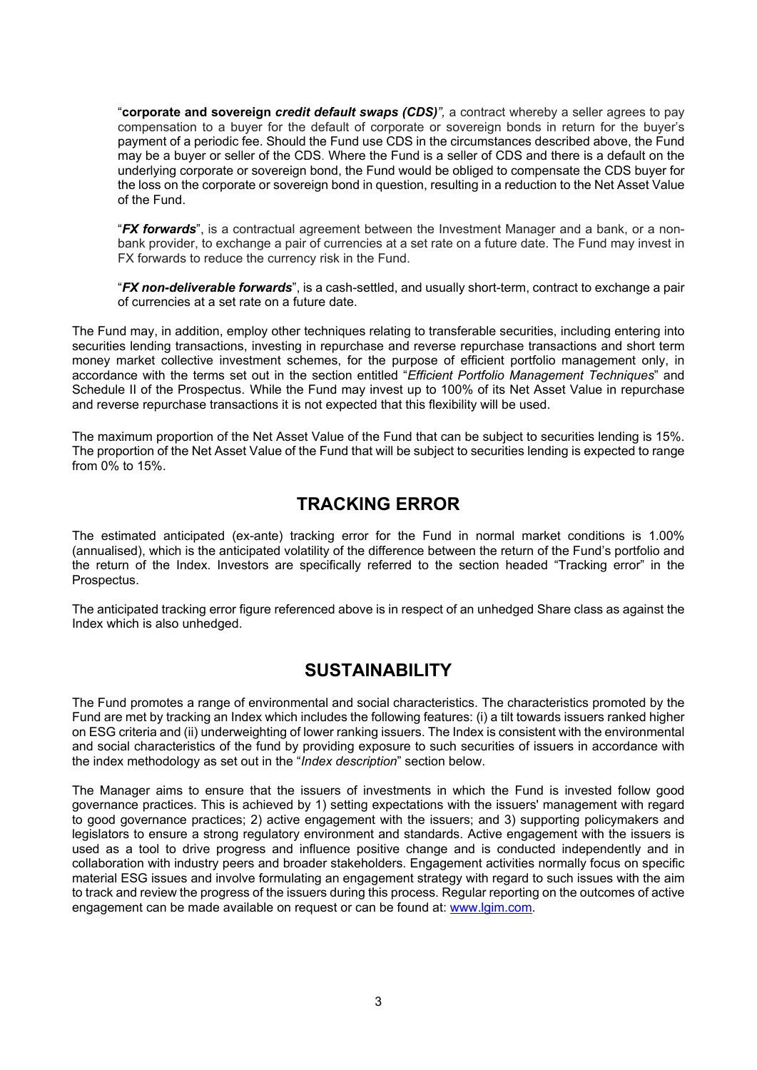"**corporate and sovereign *credit default swaps (CDS)*",** a contract whereby a seller agrees to pay compensation to a buyer for the default of corporate or sovereign bonds in return for the buyer's payment of a periodic fee. Should the Fund use CDS in the circumstances described above, the Fund may be a buyer or seller of the CDS. Where the Fund is a seller of CDS and there is a default on the underlying corporate or sovereign bond, the Fund would be obliged to compensate the CDS buyer for the loss on the corporate or sovereign bond in question, resulting in a reduction to the Net Asset Value of the Fund.

"***FX forwards***", is a contractual agreement between the Investment Manager and a bank, or a non-bank provider, to exchange a pair of currencies at a set rate on a future date. The Fund may invest in FX forwards to reduce the currency risk in the Fund.

"***FX non-deliverable forwards***", is a cash-settled, and usually short-term, contract to exchange a pair of currencies at a set rate on a future date.

The Fund may, in addition, employ other techniques relating to transferable securities, including entering into securities lending transactions, investing in repurchase and reverse repurchase transactions and short term money market collective investment schemes, for the purpose of efficient portfolio management only, in accordance with the terms set out in the section entitled "*Efficient Portfolio Management Techniques*" and Schedule II of the Prospectus. While the Fund may invest up to 100% of its Net Asset Value in repurchase and reverse repurchase transactions it is not expected that this flexibility will be used.

The maximum proportion of the Net Asset Value of the Fund that can be subject to securities lending is 15%. The proportion of the Net Asset Value of the Fund that will be subject to securities lending is expected to range from 0% to 15%.

## TRACKING ERROR

The estimated anticipated (ex-ante) tracking error for the Fund in normal market conditions is 1.00% (annualised), which is the anticipated volatility of the difference between the return of the Fund's portfolio and the return of the Index. Investors are specifically referred to the section headed "Tracking error" in the Prospectus.

The anticipated tracking error figure referenced above is in respect of an unhedged Share class as against the Index which is also unhedged.

## SUSTAINABILITY

The Fund promotes a range of environmental and social characteristics. The characteristics promoted by the Fund are met by tracking an Index which includes the following features: (i) a tilt towards issuers ranked higher on ESG criteria and (ii) underweighting of lower ranking issuers. The Index is consistent with the environmental and social characteristics of the fund by providing exposure to such securities of issuers in accordance with the index methodology as set out in the "*Index description*" section below.

The Manager aims to ensure that the issuers of investments in which the Fund is invested follow good governance practices. This is achieved by 1) setting expectations with the issuers' management with regard to good governance practices; 2) active engagement with the issuers; and 3) supporting policymakers and legislators to ensure a strong regulatory environment and standards. Active engagement with the issuers is used as a tool to drive progress and influence positive change and is conducted independently and in collaboration with industry peers and broader stakeholders. Engagement activities normally focus on specific material ESG issues and involve formulating an engagement strategy with regard to such issues with the aim to track and review the progress of the issuers during this process. Regular reporting on the outcomes of active engagement can be made available on request or can be found at: www.lgim.com.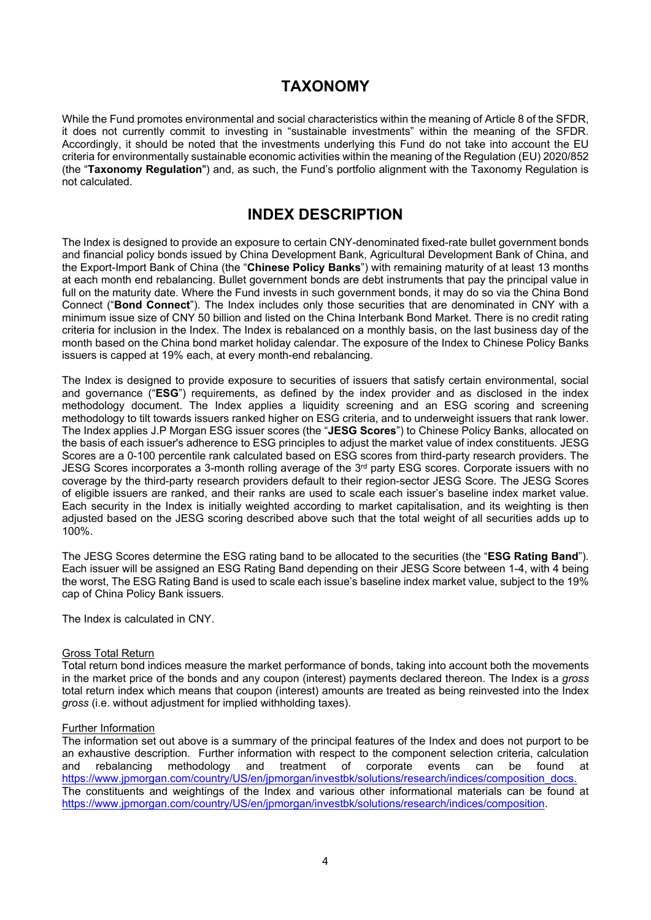# TAXONOMY

While the Fund promotes environmental and social characteristics within the meaning of Article 8 of the SFDR, it does not currently commit to investing in "sustainable investments" within the meaning of the SFDR. Accordingly, it should be noted that the investments underlying this Fund do not take into account the EU criteria for environmentally sustainable economic activities within the meaning of the Regulation (EU) 2020/852 (the "**Taxonomy Regulation**") and, as such, the Fund's portfolio alignment with the Taxonomy Regulation is not calculated.

# INDEX DESCRIPTION

The Index is designed to provide an exposure to certain CNY-denominated fixed-rate bullet government bonds and financial policy bonds issued by China Development Bank, Agricultural Development Bank of China, and the Export-Import Bank of China (the "**Chinese Policy Banks**") with remaining maturity of at least 13 months at each month end rebalancing. Bullet government bonds are debt instruments that pay the principal value in full on the maturity date. Where the Fund invests in such government bonds, it may do so via the China Bond Connect ("**Bond Connect**"). The Index includes only those securities that are denominated in CNY with a minimum issue size of CNY 50 billion and listed on the China Interbank Bond Market. There is no credit rating criteria for inclusion in the Index. The Index is rebalanced on a monthly basis, on the last business day of the month based on the China bond market holiday calendar. The exposure of the Index to Chinese Policy Banks issuers is capped at 19% each, at every month-end rebalancing.

The Index is designed to provide exposure to securities of issuers that satisfy certain environmental, social and governance ("**ESG**") requirements, as defined by the index provider and as disclosed in the index methodology document. The Index applies a liquidity screening and an ESG scoring and screening methodology to tilt towards issuers ranked higher on ESG criteria, and to underweight issuers that rank lower. The Index applies J.P Morgan ESG issuer scores (the "**JESG Scores**") to Chinese Policy Banks, allocated on the basis of each issuer's adherence to ESG principles to adjust the market value of index constituents. JESG Scores are a 0-100 percentile rank calculated based on ESG scores from third-party research providers. The JESG Scores incorporates a 3-month rolling average of the 3rd party ESG scores. Corporate issuers with no coverage by the third-party research providers default to their region-sector JESG Score. The JESG Scores of eligible issuers are ranked, and their ranks are used to scale each issuer's baseline index market value. Each security in the Index is initially weighted according to market capitalisation, and its weighting is then adjusted based on the JESG scoring described above such that the total weight of all securities adds up to 100%.

The JESG Scores determine the ESG rating band to be allocated to the securities (the "**ESG Rating Band**"). Each issuer will be assigned an ESG Rating Band depending on their JESG Score between 1-4, with 4 being the worst, The ESG Rating Band is used to scale each issue's baseline index market value, subject to the 19% cap of China Policy Bank issuers.

The Index is calculated in CNY.

Gross Total Return

Total return bond indices measure the market performance of bonds, taking into account both the movements in the market price of the bonds and any coupon (interest) payments declared thereon. The Index is a *gross* total return index which means that coupon (interest) amounts are treated as being reinvested into the Index *gross* (i.e. without adjustment for implied withholding taxes).

Further Information

The information set out above is a summary of the principal features of the Index and does not purport to be an exhaustive description. Further information with respect to the component selection criteria, calculation and rebalancing methodology and treatment of corporate events can be found at https://www.jpmorgan.com/country/US/en/jpmorgan/investbk/solutions/research/indices/composition_docs. The constituents and weightings of the Index and various other informational materials can be found at https://www.jpmorgan.com/country/US/en/jpmorgan/investbk/solutions/research/indices/composition.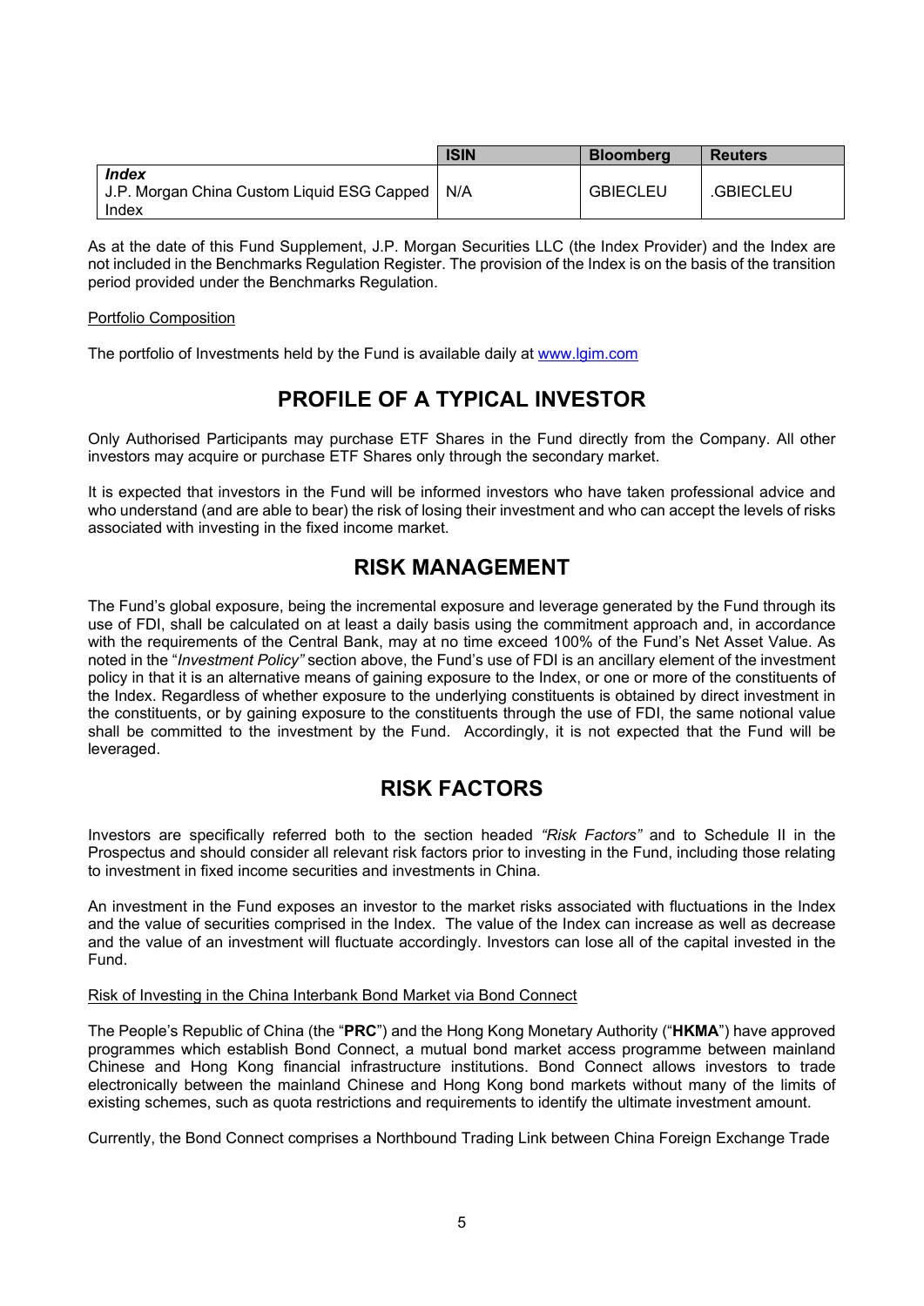| | ISIN | Bloomberg | Reuters |
|---|---|---|---|
| ***Index*** J.P. Morgan China Custom Liquid ESG Capped Index | N/A | GBIECLEU | .GBIECLEU |

As at the date of this Fund Supplement, J.P. Morgan Securities LLC (the Index Provider) and the Index are not included in the Benchmarks Regulation Register. The provision of the Index is on the basis of the transition period provided under the Benchmarks Regulation.

Portfolio Composition

The portfolio of Investments held by the Fund is available daily at www.lgim.com

# PROFILE OF A TYPICAL INVESTOR

Only Authorised Participants may purchase ETF Shares in the Fund directly from the Company. All other investors may acquire or purchase ETF Shares only through the secondary market.

It is expected that investors in the Fund will be informed investors who have taken professional advice and who understand (and are able to bear) the risk of losing their investment and who can accept the levels of risks associated with investing in the fixed income market.

# RISK MANAGEMENT

The Fund's global exposure, being the incremental exposure and leverage generated by the Fund through its use of FDI, shall be calculated on at least a daily basis using the commitment approach and, in accordance with the requirements of the Central Bank, may at no time exceed 100% of the Fund's Net Asset Value. As noted in the "*Investment Policy"* section above, the Fund's use of FDI is an ancillary element of the investment policy in that it is an alternative means of gaining exposure to the Index, or one or more of the constituents of the Index. Regardless of whether exposure to the underlying constituents is obtained by direct investment in the constituents, or by gaining exposure to the constituents through the use of FDI, the same notional value shall be committed to the investment by the Fund. Accordingly, it is not expected that the Fund will be leveraged.

# RISK FACTORS

Investors are specifically referred both to the section headed *"Risk Factors"* and to Schedule II in the Prospectus and should consider all relevant risk factors prior to investing in the Fund, including those relating to investment in fixed income securities and investments in China.

An investment in the Fund exposes an investor to the market risks associated with fluctuations in the Index and the value of securities comprised in the Index. The value of the Index can increase as well as decrease and the value of an investment will fluctuate accordingly. Investors can lose all of the capital invested in the Fund.

Risk of Investing in the China Interbank Bond Market via Bond Connect

The People's Republic of China (the "**PRC**") and the Hong Kong Monetary Authority ("**HKMA**") have approved programmes which establish Bond Connect, a mutual bond market access programme between mainland Chinese and Hong Kong financial infrastructure institutions. Bond Connect allows investors to trade electronically between the mainland Chinese and Hong Kong bond markets without many of the limits of existing schemes, such as quota restrictions and requirements to identify the ultimate investment amount.

Currently, the Bond Connect comprises a Northbound Trading Link between China Foreign Exchange Trade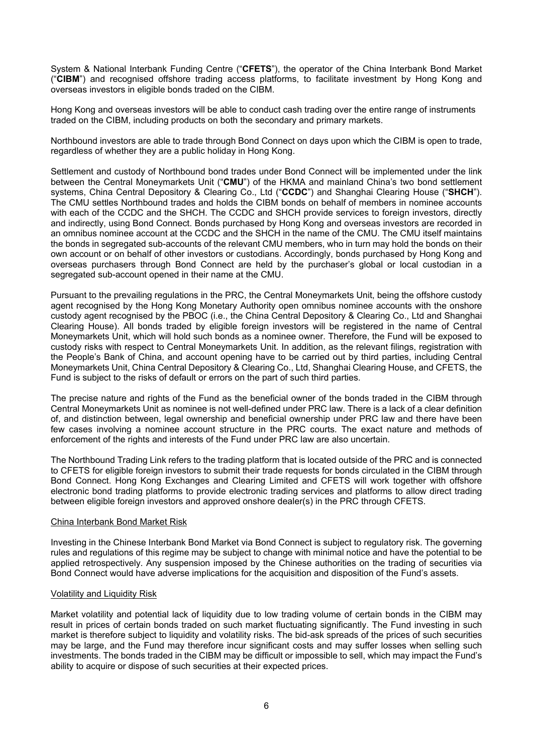System & National Interbank Funding Centre ("**CFETS**"), the operator of the China Interbank Bond Market ("**CIBM**") and recognised offshore trading access platforms, to facilitate investment by Hong Kong and overseas investors in eligible bonds traded on the CIBM.

Hong Kong and overseas investors will be able to conduct cash trading over the entire range of instruments traded on the CIBM, including products on both the secondary and primary markets.

Northbound investors are able to trade through Bond Connect on days upon which the CIBM is open to trade, regardless of whether they are a public holiday in Hong Kong.

Settlement and custody of Northbound bond trades under Bond Connect will be implemented under the link between the Central Moneymarkets Unit ("**CMU**") of the HKMA and mainland China's two bond settlement systems, China Central Depository & Clearing Co., Ltd ("**CCDC**") and Shanghai Clearing House ("**SHCH**"). The CMU settles Northbound trades and holds the CIBM bonds on behalf of members in nominee accounts with each of the CCDC and the SHCH. The CCDC and SHCH provide services to foreign investors, directly and indirectly, using Bond Connect. Bonds purchased by Hong Kong and overseas investors are recorded in an omnibus nominee account at the CCDC and the SHCH in the name of the CMU. The CMU itself maintains the bonds in segregated sub-accounts of the relevant CMU members, who in turn may hold the bonds on their own account or on behalf of other investors or custodians. Accordingly, bonds purchased by Hong Kong and overseas purchasers through Bond Connect are held by the purchaser's global or local custodian in a segregated sub-account opened in their name at the CMU.

Pursuant to the prevailing regulations in the PRC, the Central Moneymarkets Unit, being the offshore custody agent recognised by the Hong Kong Monetary Authority open omnibus nominee accounts with the onshore custody agent recognised by the PBOC (i.e., the China Central Depository & Clearing Co., Ltd and Shanghai Clearing House). All bonds traded by eligible foreign investors will be registered in the name of Central Moneymarkets Unit, which will hold such bonds as a nominee owner. Therefore, the Fund will be exposed to custody risks with respect to Central Moneymarkets Unit. In addition, as the relevant filings, registration with the People's Bank of China, and account opening have to be carried out by third parties, including Central Moneymarkets Unit, China Central Depository & Clearing Co., Ltd, Shanghai Clearing House, and CFETS, the Fund is subject to the risks of default or errors on the part of such third parties.

The precise nature and rights of the Fund as the beneficial owner of the bonds traded in the CIBM through Central Moneymarkets Unit as nominee is not well-defined under PRC law. There is a lack of a clear definition of, and distinction between, legal ownership and beneficial ownership under PRC law and there have been few cases involving a nominee account structure in the PRC courts. The exact nature and methods of enforcement of the rights and interests of the Fund under PRC law are also uncertain.

The Northbound Trading Link refers to the trading platform that is located outside of the PRC and is connected to CFETS for eligible foreign investors to submit their trade requests for bonds circulated in the CIBM through Bond Connect. Hong Kong Exchanges and Clearing Limited and CFETS will work together with offshore electronic bond trading platforms to provide electronic trading services and platforms to allow direct trading between eligible foreign investors and approved onshore dealer(s) in the PRC through CFETS.

<u>China Interbank Bond Market Risk</u>

Investing in the Chinese Interbank Bond Market via Bond Connect is subject to regulatory risk. The governing rules and regulations of this regime may be subject to change with minimal notice and have the potential to be applied retrospectively. Any suspension imposed by the Chinese authorities on the trading of securities via Bond Connect would have adverse implications for the acquisition and disposition of the Fund's assets.

<u>Volatility and Liquidity Risk</u>

Market volatility and potential lack of liquidity due to low trading volume of certain bonds in the CIBM may result in prices of certain bonds traded on such market fluctuating significantly. The Fund investing in such market is therefore subject to liquidity and volatility risks. The bid-ask spreads of the prices of such securities may be large, and the Fund may therefore incur significant costs and may suffer losses when selling such investments. The bonds traded in the CIBM may be difficult or impossible to sell, which may impact the Fund's ability to acquire or dispose of such securities at their expected prices.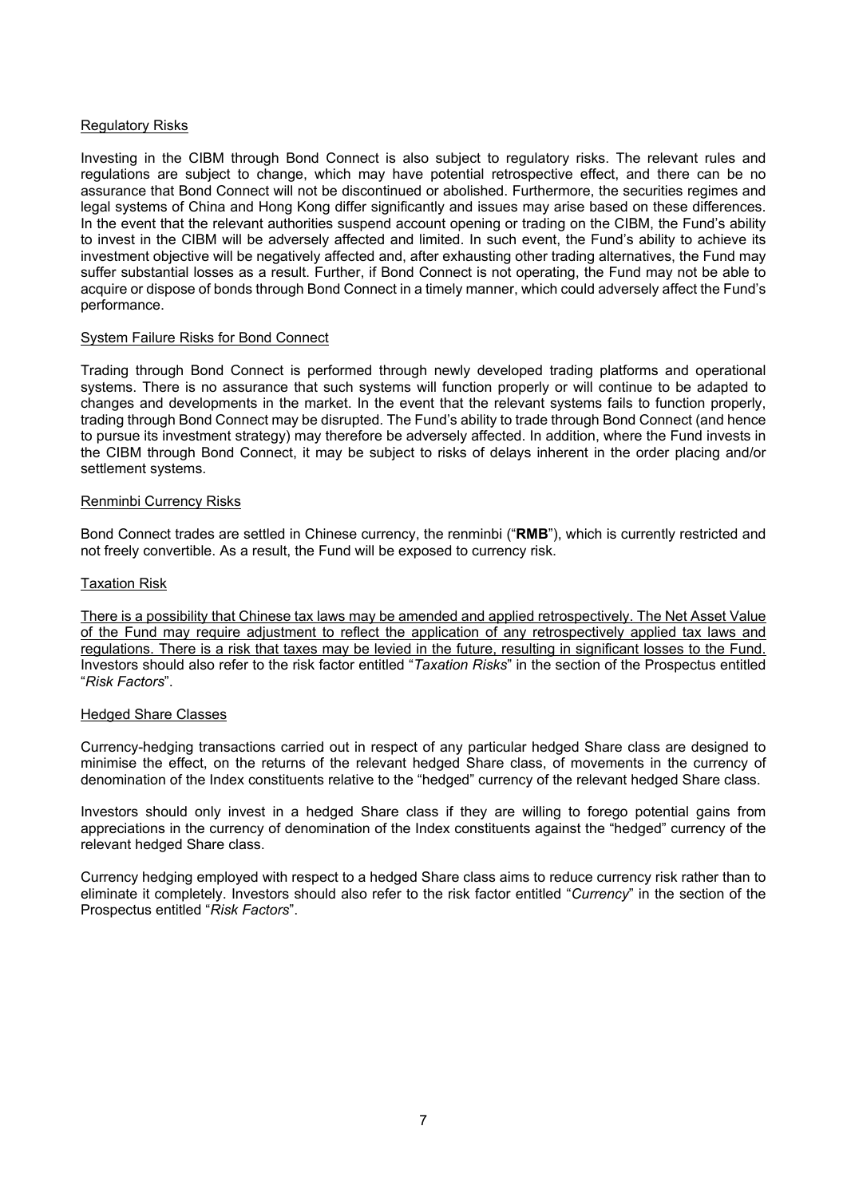Regulatory Risks

Investing in the CIBM through Bond Connect is also subject to regulatory risks. The relevant rules and regulations are subject to change, which may have potential retrospective effect, and there can be no assurance that Bond Connect will not be discontinued or abolished. Furthermore, the securities regimes and legal systems of China and Hong Kong differ significantly and issues may arise based on these differences. In the event that the relevant authorities suspend account opening or trading on the CIBM, the Fund's ability to invest in the CIBM will be adversely affected and limited. In such event, the Fund's ability to achieve its investment objective will be negatively affected and, after exhausting other trading alternatives, the Fund may suffer substantial losses as a result. Further, if Bond Connect is not operating, the Fund may not be able to acquire or dispose of bonds through Bond Connect in a timely manner, which could adversely affect the Fund's performance.

System Failure Risks for Bond Connect

Trading through Bond Connect is performed through newly developed trading platforms and operational systems. There is no assurance that such systems will function properly or will continue to be adapted to changes and developments in the market. In the event that the relevant systems fails to function properly, trading through Bond Connect may be disrupted. The Fund's ability to trade through Bond Connect (and hence to pursue its investment strategy) may therefore be adversely affected. In addition, where the Fund invests in the CIBM through Bond Connect, it may be subject to risks of delays inherent in the order placing and/or settlement systems.

Renminbi Currency Risks

Bond Connect trades are settled in Chinese currency, the renminbi ("**RMB**"), which is currently restricted and not freely convertible. As a result, the Fund will be exposed to currency risk.

Taxation Risk

There is a possibility that Chinese tax laws may be amended and applied retrospectively. The Net Asset Value of the Fund may require adjustment to reflect the application of any retrospectively applied tax laws and regulations. There is a risk that taxes may be levied in the future, resulting in significant losses to the Fund. Investors should also refer to the risk factor entitled "*Taxation Risks*" in the section of the Prospectus entitled "*Risk Factors*".

Hedged Share Classes

Currency-hedging transactions carried out in respect of any particular hedged Share class are designed to minimise the effect, on the returns of the relevant hedged Share class, of movements in the currency of denomination of the Index constituents relative to the "hedged" currency of the relevant hedged Share class.

Investors should only invest in a hedged Share class if they are willing to forego potential gains from appreciations in the currency of denomination of the Index constituents against the "hedged" currency of the relevant hedged Share class.

Currency hedging employed with respect to a hedged Share class aims to reduce currency risk rather than to eliminate it completely. Investors should also refer to the risk factor entitled "*Currency*" in the section of the Prospectus entitled "*Risk Factors*".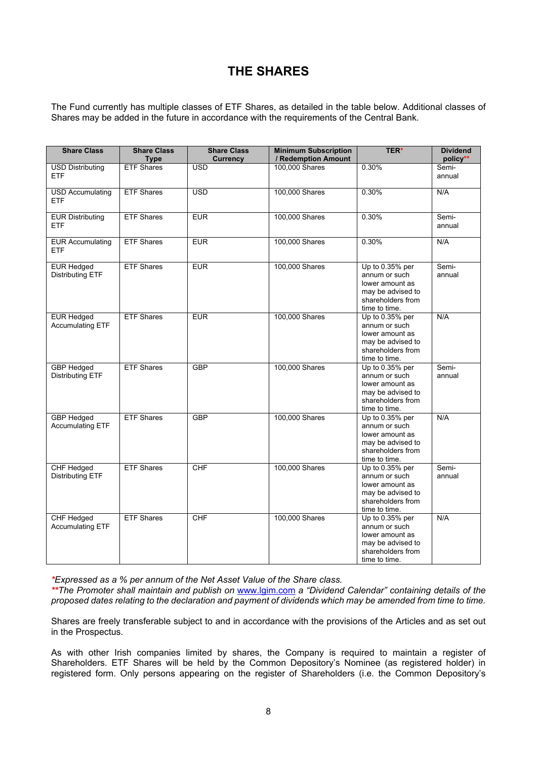# THE SHARES

The Fund currently has multiple classes of ETF Shares, as detailed in the table below. Additional classes of Shares may be added in the future in accordance with the requirements of the Central Bank.

| Share Class | Share Class Type | Share Class Currency | Minimum Subscription / Redemption Amount | TER* | Dividend policy** |
|---|---|---|---|---|---|
| USD Distributing ETF | ETF Shares | USD | 100,000 Shares | 0.30% | Semi-annual |
| USD Accumulating ETF | ETF Shares | USD | 100,000 Shares | 0.30% | N/A |
| EUR Distributing ETF | ETF Shares | EUR | 100,000 Shares | 0.30% | Semi-annual |
| EUR Accumulating ETF | ETF Shares | EUR | 100,000 Shares | 0.30% | N/A |
| EUR Hedged Distributing ETF | ETF Shares | EUR | 100,000 Shares | Up to 0.35% per annum or such lower amount as may be advised to shareholders from time to time. | Semi-annual |
| EUR Hedged Accumulating ETF | ETF Shares | EUR | 100,000 Shares | Up to 0.35% per annum or such lower amount as may be advised to shareholders from time to time. | N/A |
| GBP Hedged Distributing ETF | ETF Shares | GBP | 100,000 Shares | Up to 0.35% per annum or such lower amount as may be advised to shareholders from time to time. | Semi-annual |
| GBP Hedged Accumulating ETF | ETF Shares | GBP | 100,000 Shares | Up to 0.35% per annum or such lower amount as may be advised to shareholders from time to time. | N/A |
| CHF Hedged Distributing ETF | ETF Shares | CHF | 100,000 Shares | Up to 0.35% per annum or such lower amount as may be advised to shareholders from time to time. | Semi-annual |
| CHF Hedged Accumulating ETF | ETF Shares | CHF | 100,000 Shares | Up to 0.35% per annum or such lower amount as may be advised to shareholders from time to time. | N/A |

*\*Expressed as a % per annum of the Net Asset Value of the Share class.*
*\*\*The Promoter shall maintain and publish on www.lgim.com a "Dividend Calendar" containing details of the proposed dates relating to the declaration and payment of dividends which may be amended from time to time.*

Shares are freely transferable subject to and in accordance with the provisions of the Articles and as set out in the Prospectus.

As with other Irish companies limited by shares, the Company is required to maintain a register of Shareholders. ETF Shares will be held by the Common Depository's Nominee (as registered holder) in registered form. Only persons appearing on the register of Shareholders (i.e. the Common Depository's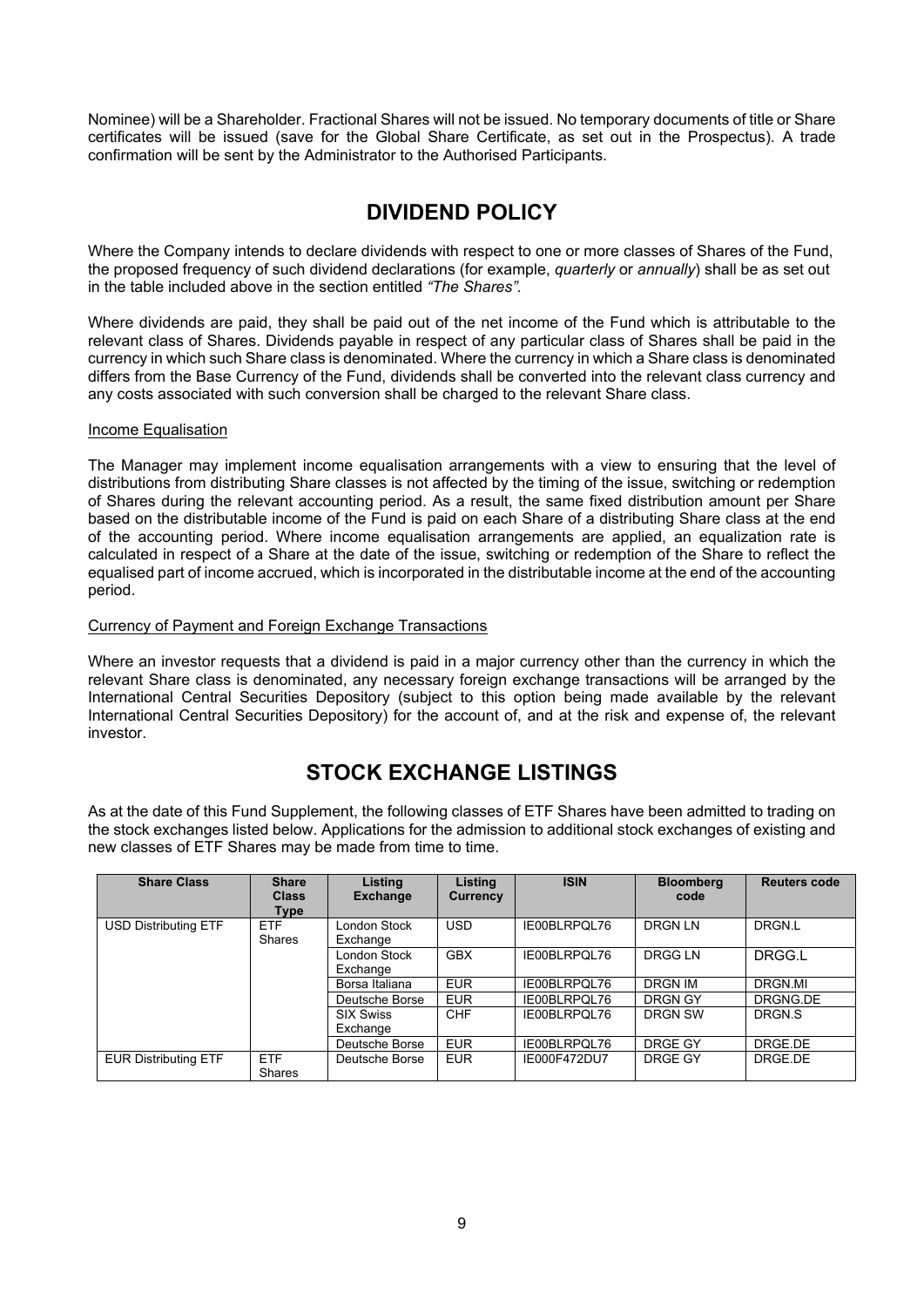Nominee) will be a Shareholder. Fractional Shares will not be issued. No temporary documents of title or Share certificates will be issued (save for the Global Share Certificate, as set out in the Prospectus). A trade confirmation will be sent by the Administrator to the Authorised Participants.

# DIVIDEND POLICY

Where the Company intends to declare dividends with respect to one or more classes of Shares of the Fund, the proposed frequency of such dividend declarations (for example, *quarterly* or *annually*) shall be as set out in the table included above in the section entitled *"The Shares"*.

Where dividends are paid, they shall be paid out of the net income of the Fund which is attributable to the relevant class of Shares. Dividends payable in respect of any particular class of Shares shall be paid in the currency in which such Share class is denominated. Where the currency in which a Share class is denominated differs from the Base Currency of the Fund, dividends shall be converted into the relevant class currency and any costs associated with such conversion shall be charged to the relevant Share class.

Income Equalisation

The Manager may implement income equalisation arrangements with a view to ensuring that the level of distributions from distributing Share classes is not affected by the timing of the issue, switching or redemption of Shares during the relevant accounting period. As a result, the same fixed distribution amount per Share based on the distributable income of the Fund is paid on each Share of a distributing Share class at the end of the accounting period. Where income equalisation arrangements are applied, an equalization rate is calculated in respect of a Share at the date of the issue, switching or redemption of the Share to reflect the equalised part of income accrued, which is incorporated in the distributable income at the end of the accounting period.

Currency of Payment and Foreign Exchange Transactions

Where an investor requests that a dividend is paid in a major currency other than the currency in which the relevant Share class is denominated, any necessary foreign exchange transactions will be arranged by the International Central Securities Depository (subject to this option being made available by the relevant International Central Securities Depository) for the account of, and at the risk and expense of, the relevant investor.

# STOCK EXCHANGE LISTINGS

As at the date of this Fund Supplement, the following classes of ETF Shares have been admitted to trading on the stock exchanges listed below. Applications for the admission to additional stock exchanges of existing and new classes of ETF Shares may be made from time to time.

| Share Class | Share Class Type | Listing Exchange | Listing Currency | ISIN | Bloomberg code | Reuters code |
|---|---|---|---|---|---|---|
| USD Distributing ETF | ETF Shares | London Stock Exchange | USD | IE00BLRPQL76 | DRGN LN | DRGN.L |
| | | London Stock Exchange | GBX | IE00BLRPQL76 | DRGG LN | DRGG.L |
| | | Borsa Italiana | EUR | IE00BLRPQL76 | DRGN IM | DRGN.MI |
| | | Deutsche Borse | EUR | IE00BLRPQL76 | DRGN GY | DRGNG.DE |
| | | SIX Swiss Exchange | CHF | IE00BLRPQL76 | DRGN SW | DRGN.S |
| | | Deutsche Borse | EUR | IE00BLRPQL76 | DRGE GY | DRGE.DE |
| EUR Distributing ETF | ETF Shares | Deutsche Borse | EUR | IE000F472DU7 | DRGE GY | DRGE.DE |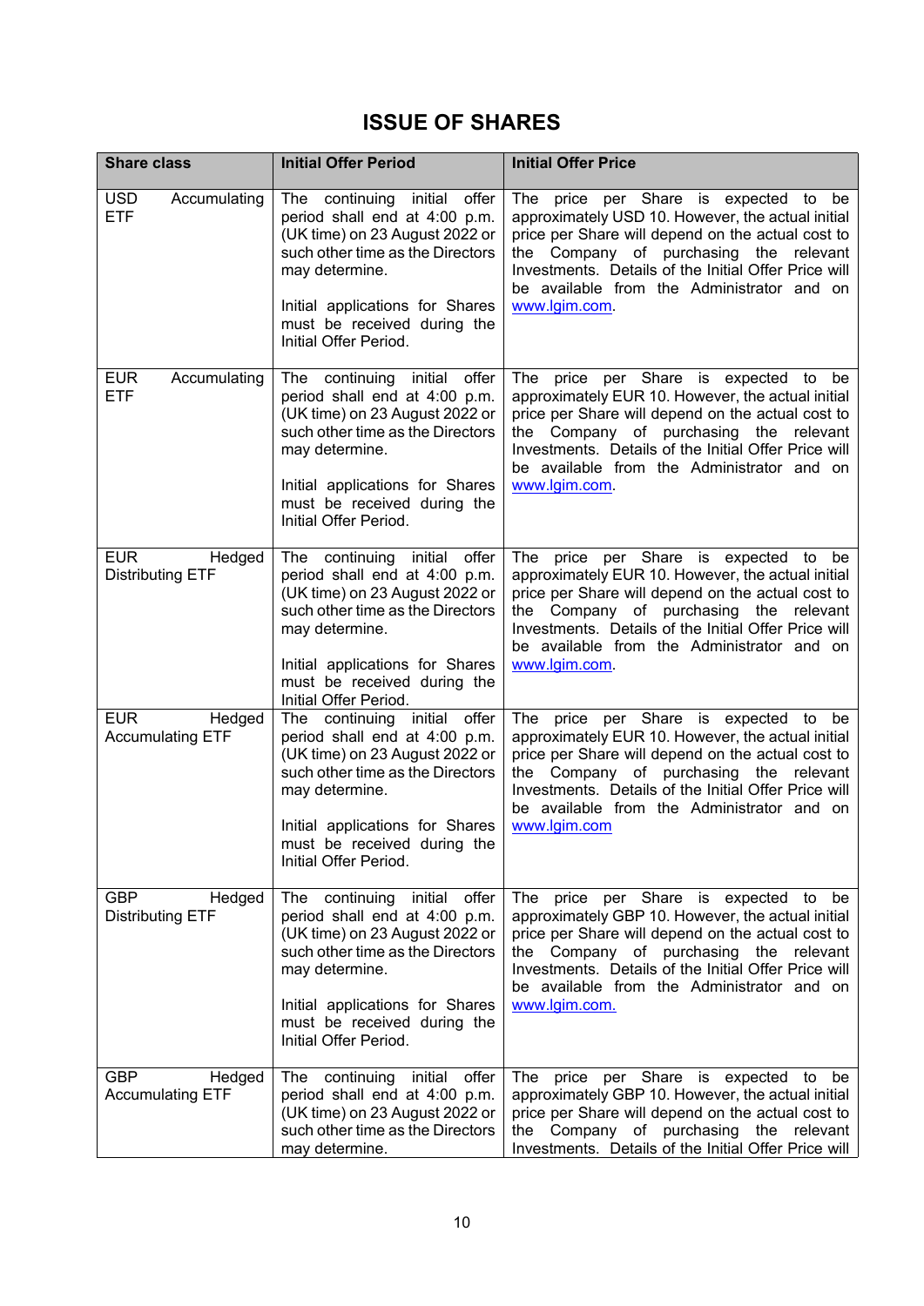# ISSUE OF SHARES

| Share class | Initial Offer Period | Initial Offer Price |
|---|---|---|
| USD Accumulating ETF | The continuing initial offer period shall end at 4:00 p.m. (UK time) on 23 August 2022 or such other time as the Directors may determine.<br><br>Initial applications for Shares must be received during the Initial Offer Period. | The price per Share is expected to be approximately USD 10. However, the actual initial price per Share will depend on the actual cost to the Company of purchasing the relevant Investments. Details of the Initial Offer Price will be available from the Administrator and on www.lgim.com. |
| EUR Accumulating ETF | The continuing initial offer period shall end at 4:00 p.m. (UK time) on 23 August 2022 or such other time as the Directors may determine.<br><br>Initial applications for Shares must be received during the Initial Offer Period. | The price per Share is expected to be approximately EUR 10. However, the actual initial price per Share will depend on the actual cost to the Company of purchasing the relevant Investments. Details of the Initial Offer Price will be available from the Administrator and on www.lgim.com. |
| EUR Hedged Distributing ETF | The continuing initial offer period shall end at 4:00 p.m. (UK time) on 23 August 2022 or such other time as the Directors may determine.<br><br>Initial applications for Shares must be received during the Initial Offer Period. | The price per Share is expected to be approximately EUR 10. However, the actual initial price per Share will depend on the actual cost to the Company of purchasing the relevant Investments. Details of the Initial Offer Price will be available from the Administrator and on www.lgim.com. |
| EUR Hedged Accumulating ETF | The continuing initial offer period shall end at 4:00 p.m. (UK time) on 23 August 2022 or such other time as the Directors may determine.<br><br>Initial applications for Shares must be received during the Initial Offer Period. | The price per Share is expected to be approximately EUR 10. However, the actual initial price per Share will depend on the actual cost to the Company of purchasing the relevant Investments. Details of the Initial Offer Price will be available from the Administrator and on www.lgim.com |
| GBP Hedged Distributing ETF | The continuing initial offer period shall end at 4:00 p.m. (UK time) on 23 August 2022 or such other time as the Directors may determine.<br><br>Initial applications for Shares must be received during the Initial Offer Period. | The price per Share is expected to be approximately GBP 10. However, the actual initial price per Share will depend on the actual cost to the Company of purchasing the relevant Investments. Details of the Initial Offer Price will be available from the Administrator and on www.lgim.com. |
| GBP Hedged Accumulating ETF | The continuing initial offer period shall end at 4:00 p.m. (UK time) on 23 August 2022 or such other time as the Directors may determine. | The price per Share is expected to be approximately GBP 10. However, the actual initial price per Share will depend on the actual cost to the Company of purchasing the relevant Investments. Details of the Initial Offer Price will |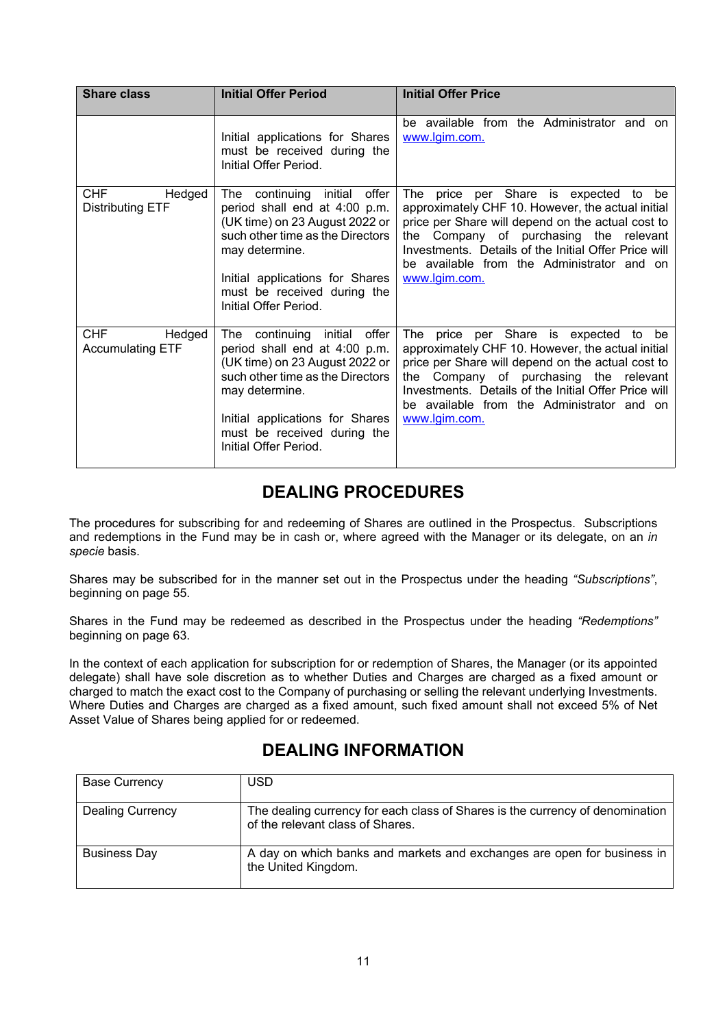| Share class | Initial Offer Period | Initial Offer Price |
|---|---|---|
| | Initial applications for Shares must be received during the Initial Offer Period. | be available from the Administrator and on www.lgim.com. |
| CHF Hedged Distributing ETF | The continuing initial offer period shall end at 4:00 p.m. (UK time) on 23 August 2022 or such other time as the Directors may determine.<br><br>Initial applications for Shares must be received during the Initial Offer Period. | The price per Share is expected to be approximately CHF 10. However, the actual initial price per Share will depend on the actual cost to the Company of purchasing the relevant Investments. Details of the Initial Offer Price will be available from the Administrator and on www.lgim.com. |
| CHF Hedged Accumulating ETF | The continuing initial offer period shall end at 4:00 p.m. (UK time) on 23 August 2022 or such other time as the Directors may determine.<br><br>Initial applications for Shares must be received during the Initial Offer Period. | The price per Share is expected to be approximately CHF 10. However, the actual initial price per Share will depend on the actual cost to the Company of purchasing the relevant Investments. Details of the Initial Offer Price will be available from the Administrator and on www.lgim.com. |

# DEALING PROCEDURES

The procedures for subscribing for and redeeming of Shares are outlined in the Prospectus. Subscriptions and redemptions in the Fund may be in cash or, where agreed with the Manager or its delegate, on an *in specie* basis.

Shares may be subscribed for in the manner set out in the Prospectus under the heading *"Subscriptions"*, beginning on page 55.

Shares in the Fund may be redeemed as described in the Prospectus under the heading *"Redemptions"* beginning on page 63.

In the context of each application for subscription for or redemption of Shares, the Manager (or its appointed delegate) shall have sole discretion as to whether Duties and Charges are charged as a fixed amount or charged to match the exact cost to the Company of purchasing or selling the relevant underlying Investments. Where Duties and Charges are charged as a fixed amount, such fixed amount shall not exceed 5% of Net Asset Value of Shares being applied for or redeemed.

# DEALING INFORMATION

| | |
|---|---|
| Base Currency | USD |
| Dealing Currency | The dealing currency for each class of Shares is the currency of denomination of the relevant class of Shares. |
| Business Day | A day on which banks and markets and exchanges are open for business in the United Kingdom. |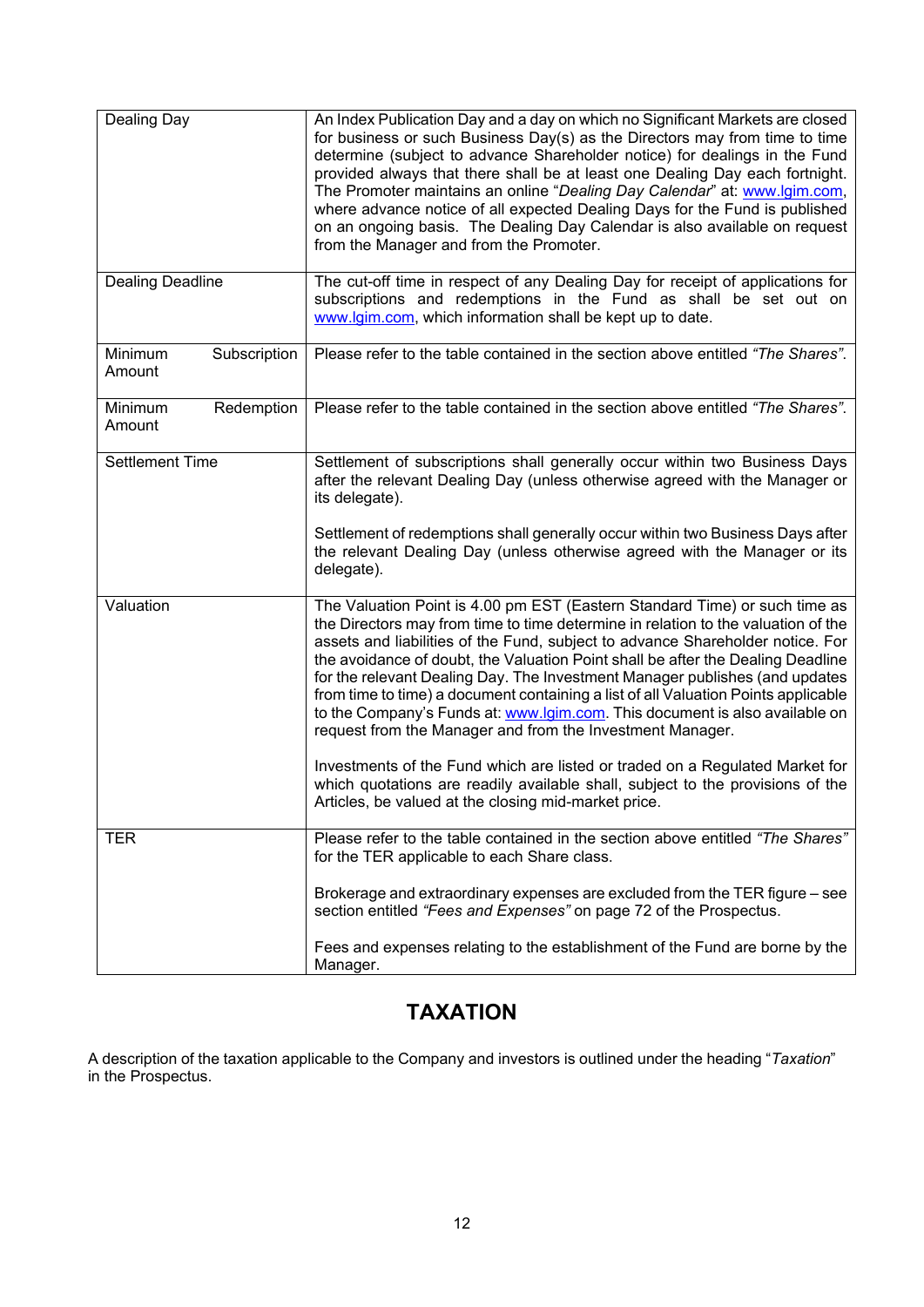| | |
|---|---|
| Dealing Day | An Index Publication Day and a day on which no Significant Markets are closed for business or such Business Day(s) as the Directors may from time to time determine (subject to advance Shareholder notice) for dealings in the Fund provided always that there shall be at least one Dealing Day each fortnight. The Promoter maintains an online "*Dealing Day Calendar*" at: www.lgim.com, where advance notice of all expected Dealing Days for the Fund is published on an ongoing basis. The Dealing Day Calendar is also available on request from the Manager and from the Promoter. |
| Dealing Deadline | The cut-off time in respect of any Dealing Day for receipt of applications for subscriptions and redemptions in the Fund as shall be set out on www.lgim.com, which information shall be kept up to date. |
| Minimum Subscription Amount | Please refer to the table contained in the section above entitled *"The Shares"*. |
| Minimum Redemption Amount | Please refer to the table contained in the section above entitled *"The Shares"*. |
| Settlement Time | Settlement of subscriptions shall generally occur within two Business Days after the relevant Dealing Day (unless otherwise agreed with the Manager or its delegate).<br><br>Settlement of redemptions shall generally occur within two Business Days after the relevant Dealing Day (unless otherwise agreed with the Manager or its delegate). |
| Valuation | The Valuation Point is 4.00 pm EST (Eastern Standard Time) or such time as the Directors may from time to time determine in relation to the valuation of the assets and liabilities of the Fund, subject to advance Shareholder notice. For the avoidance of doubt, the Valuation Point shall be after the Dealing Deadline for the relevant Dealing Day. The Investment Manager publishes (and updates from time to time) a document containing a list of all Valuation Points applicable to the Company's Funds at: www.lgim.com. This document is also available on request from the Manager and from the Investment Manager.<br><br>Investments of the Fund which are listed or traded on a Regulated Market for which quotations are readily available shall, subject to the provisions of the Articles, be valued at the closing mid-market price. |
| TER | Please refer to the table contained in the section above entitled *"The Shares"* for the TER applicable to each Share class.<br><br>Brokerage and extraordinary expenses are excluded from the TER figure – see section entitled *"Fees and Expenses"* on page 72 of the Prospectus.<br><br>Fees and expenses relating to the establishment of the Fund are borne by the Manager. |

# TAXATION

A description of the taxation applicable to the Company and investors is outlined under the heading "*Taxation*" in the Prospectus.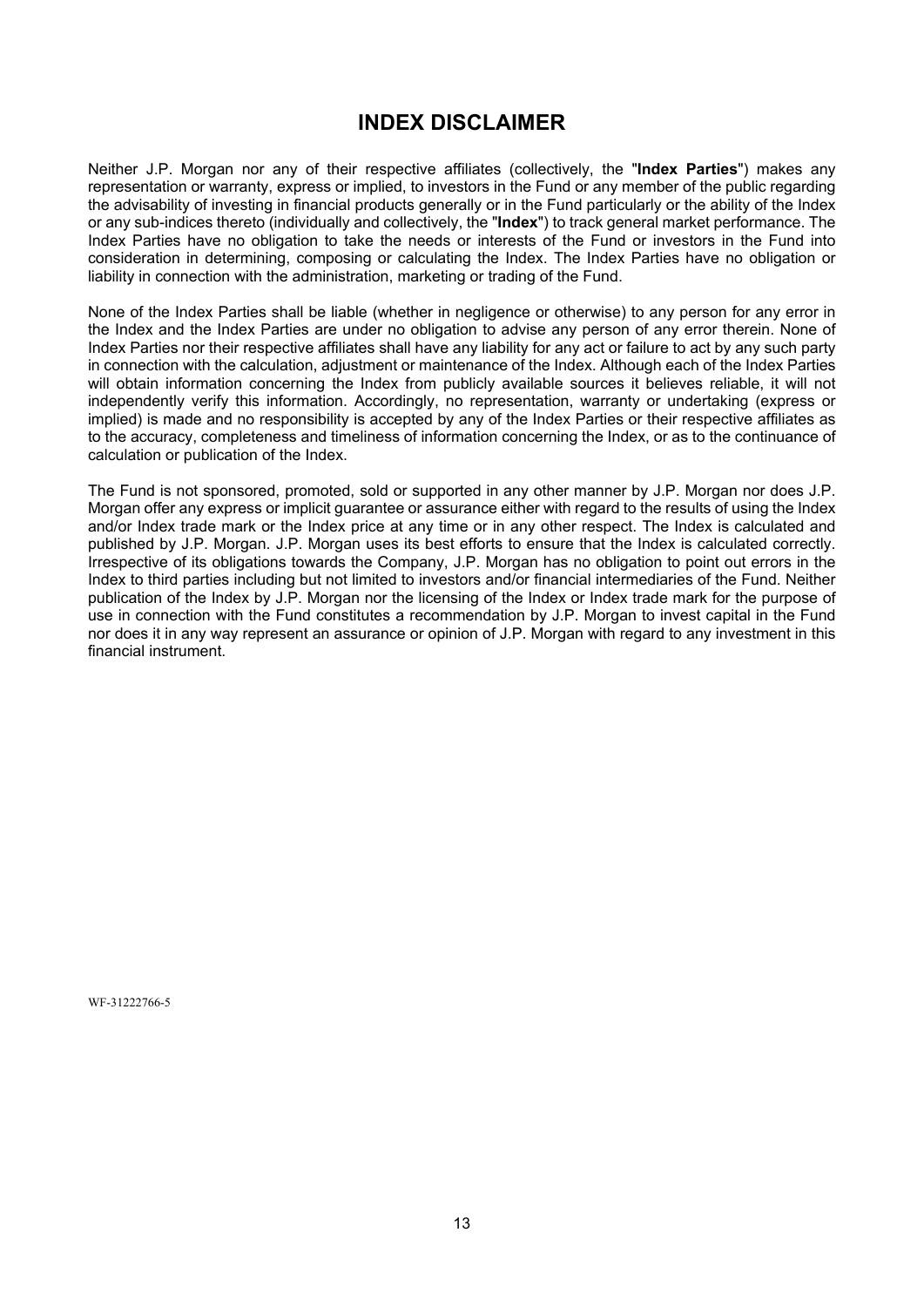# INDEX DISCLAIMER

Neither J.P. Morgan nor any of their respective affiliates (collectively, the "**Index Parties**") makes any representation or warranty, express or implied, to investors in the Fund or any member of the public regarding the advisability of investing in financial products generally or in the Fund particularly or the ability of the Index or any sub-indices thereto (individually and collectively, the "**Index**") to track general market performance. The Index Parties have no obligation to take the needs or interests of the Fund or investors in the Fund into consideration in determining, composing or calculating the Index. The Index Parties have no obligation or liability in connection with the administration, marketing or trading of the Fund.

None of the Index Parties shall be liable (whether in negligence or otherwise) to any person for any error in the Index and the Index Parties are under no obligation to advise any person of any error therein. None of Index Parties nor their respective affiliates shall have any liability for any act or failure to act by any such party in connection with the calculation, adjustment or maintenance of the Index. Although each of the Index Parties will obtain information concerning the Index from publicly available sources it believes reliable, it will not independently verify this information. Accordingly, no representation, warranty or undertaking (express or implied) is made and no responsibility is accepted by any of the Index Parties or their respective affiliates as to the accuracy, completeness and timeliness of information concerning the Index, or as to the continuance of calculation or publication of the Index.

The Fund is not sponsored, promoted, sold or supported in any other manner by J.P. Morgan nor does J.P. Morgan offer any express or implicit guarantee or assurance either with regard to the results of using the Index and/or Index trade mark or the Index price at any time or in any other respect. The Index is calculated and published by J.P. Morgan. J.P. Morgan uses its best efforts to ensure that the Index is calculated correctly. Irrespective of its obligations towards the Company, J.P. Morgan has no obligation to point out errors in the Index to third parties including but not limited to investors and/or financial intermediaries of the Fund. Neither publication of the Index by J.P. Morgan nor the licensing of the Index or Index trade mark for the purpose of use in connection with the Fund constitutes a recommendation by J.P. Morgan to invest capital in the Fund nor does it in any way represent an assurance or opinion of J.P. Morgan with regard to any investment in this financial instrument.

WF-31222766-5